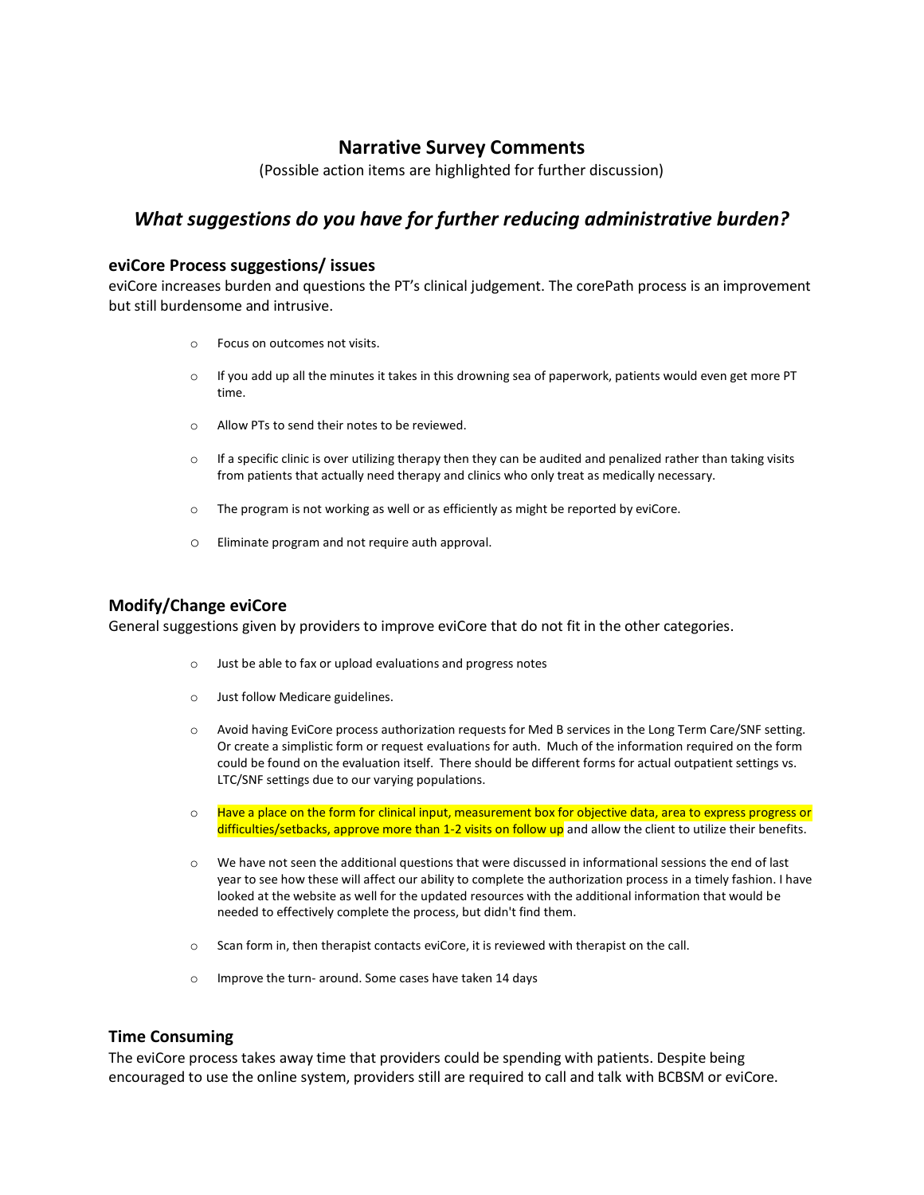# Narrative Survey Comments

(Possible action items are highlighted for further discussion)

## *What suggestions do you have for further reducing administrative burden?*

### eviCore Process suggestions/ issues

eviCore increases burden and questions the PT's clinical judgement. The corePath process is an improvement but still burdensome and intrusive.

- Focus on outcomes not visits.
- If you add up all the minutes it takes in this drowning sea of paperwork, patients would even get more PT time.
- Allow PTs to send their notes to be reviewed.
- If a specific clinic is over utilizing therapy then they can be audited and penalized rather than taking visits from patients that actually need therapy and clinics who only treat as medically necessary.
- The program is not working as well or as efficiently as might be reported by eviCore.
- Eliminate program and not require auth approval.

### Modify/Change eviCore

General suggestions given by providers to improve eviCore that do not fit in the other categories.

- Just be able to fax or upload evaluations and progress notes
- Just follow Medicare guidelines.
- Avoid having EviCore process authorization requests for Med B services in the Long Term Care/SNF setting. Or create a simplistic form or request evaluations for auth. Much of the information required on the form could be found on the evaluation itself. There should be different forms for actual outpatient settings vs. LTC/SNF settings due to our varying populations.
- Have a place on the form for clinical input, measurement box for objective data, area to express progress or difficulties/setbacks, approve more than 1-2 visits on follow up and allow the client to utilize their benefits.
- We have not seen the additional questions that were discussed in informational sessions the end of last year to see how these will affect our ability to complete the authorization process in a timely fashion. I have looked at the website as well for the updated resources with the additional information that would be needed to effectively complete the process, but didn't find them.
- Scan form in, then therapist contacts eviCore, it is reviewed with therapist on the call.
- Improve the turn- around. Some cases have taken 14 days

### Time Consuming

The eviCore process takes away time that providers could be spending with patients. Despite being encouraged to use the online system, providers still are required to call and talk with BCBSM or eviCore.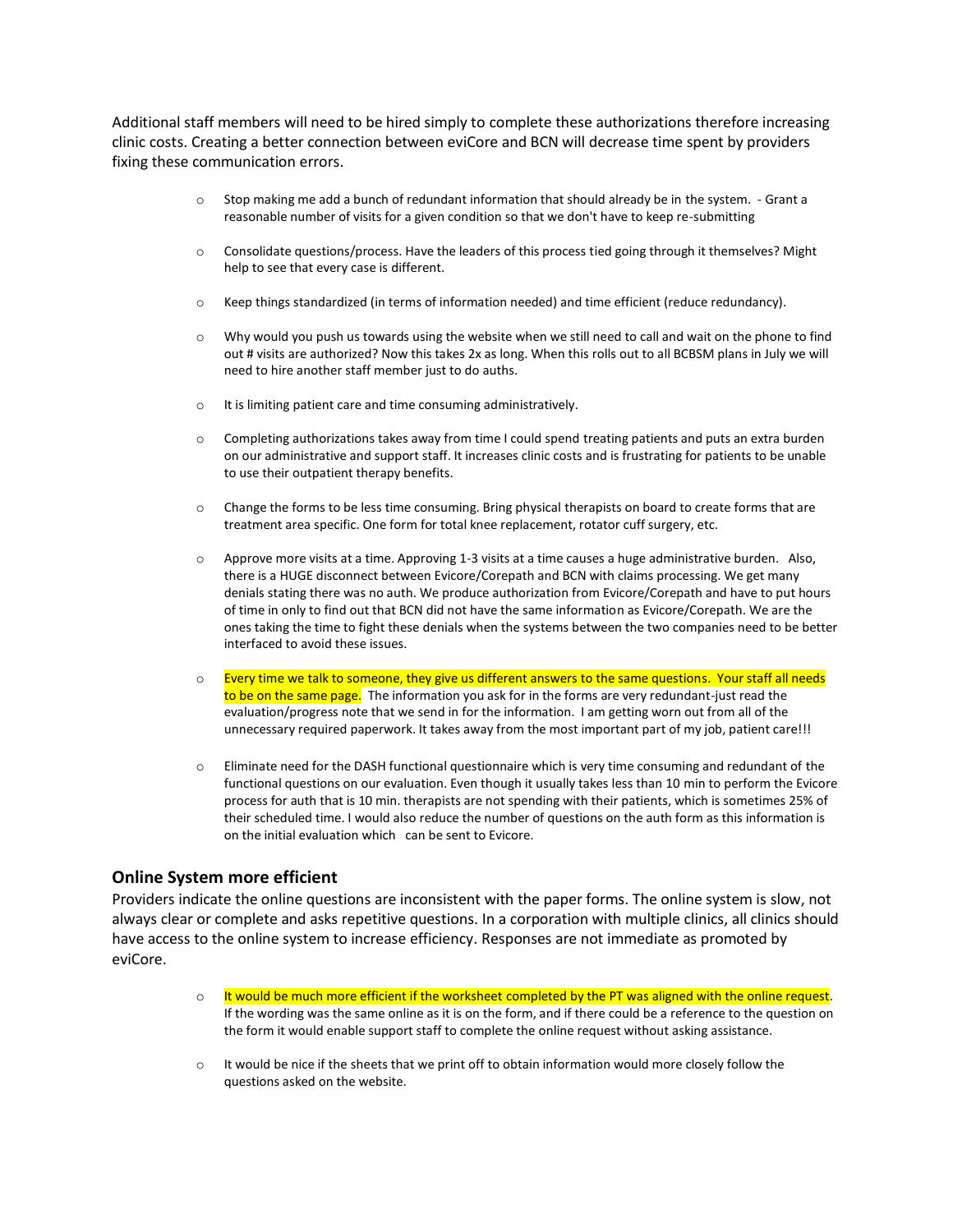Additional staff members will need to be hired simply to complete these authorizations therefore increasing clinic costs. Creating a better connection between eviCore and BCN will decrease time spent by providers fixing these communication errors.

- Stop making me add a bunch of redundant information that should already be in the system. - Grant a reasonable number of visits for a given condition so that we don't have to keep re-submitting
- Consolidate questions/process. Have the leaders of this process tied going through it themselves? Might help to see that every case is different.
- Keep things standardized (in terms of information needed) and time efficient (reduce redundancy).
- Why would you push us towards using the website when we still need to call and wait on the phone to find out # visits are authorized? Now this takes 2x as long. When this rolls out to all BCBSM plans in July we will need to hire another staff member just to do auths.
- It is limiting patient care and time consuming administratively.
- Completing authorizations takes away from time I could spend treating patients and puts an extra burden on our administrative and support staff. It increases clinic costs and is frustrating for patients to be unable to use their outpatient therapy benefits.
- Change the forms to be less time consuming. Bring physical therapists on board to create forms that are treatment area specific. One form for total knee replacement, rotator cuff surgery, etc.
- Approve more visits at a time. Approving 1-3 visits at a time causes a huge administrative burden. Also, there is a HUGE disconnect between Evicore/Corepath and BCN with claims processing. We get many denials stating there was no auth. We produce authorization from Evicore/Corepath and have to put hours of time in only to find out that BCN did not have the same information as Evicore/Corepath. We are the ones taking the time to fight these denials when the systems between the two companies need to be better interfaced to avoid these issues.
- Every time we talk to someone, they give us different answers to the same questions. Your staff all needs to be on the same page. The information you ask for in the forms are very redundant-just read the evaluation/progress note that we send in for the information. I am getting worn out from all of the unnecessary required paperwork. It takes away from the most important part of my job, patient care!!!
- Eliminate need for the DASH functional questionnaire which is very time consuming and redundant of the functional questions on our evaluation. Even though it usually takes less than 10 min to perform the Evicore process for auth that is 10 min. therapists are not spending with their patients, which is sometimes 25% of their scheduled time. I would also reduce the number of questions on the auth form as this information is on the initial evaluation which can be sent to Evicore.

## Online System more efficient

Providers indicate the online questions are inconsistent with the paper forms. The online system is slow, not always clear or complete and asks repetitive questions. In a corporation with multiple clinics, all clinics should have access to the online system to increase efficiency. Responses are not immediate as promoted by eviCore.

- It would be much more efficient if the worksheet completed by the PT was aligned with the online request. If the wording was the same online as it is on the form, and if there could be a reference to the question on the form it would enable support staff to complete the online request without asking assistance.
- It would be nice if the sheets that we print off to obtain information would more closely follow the questions asked on the website.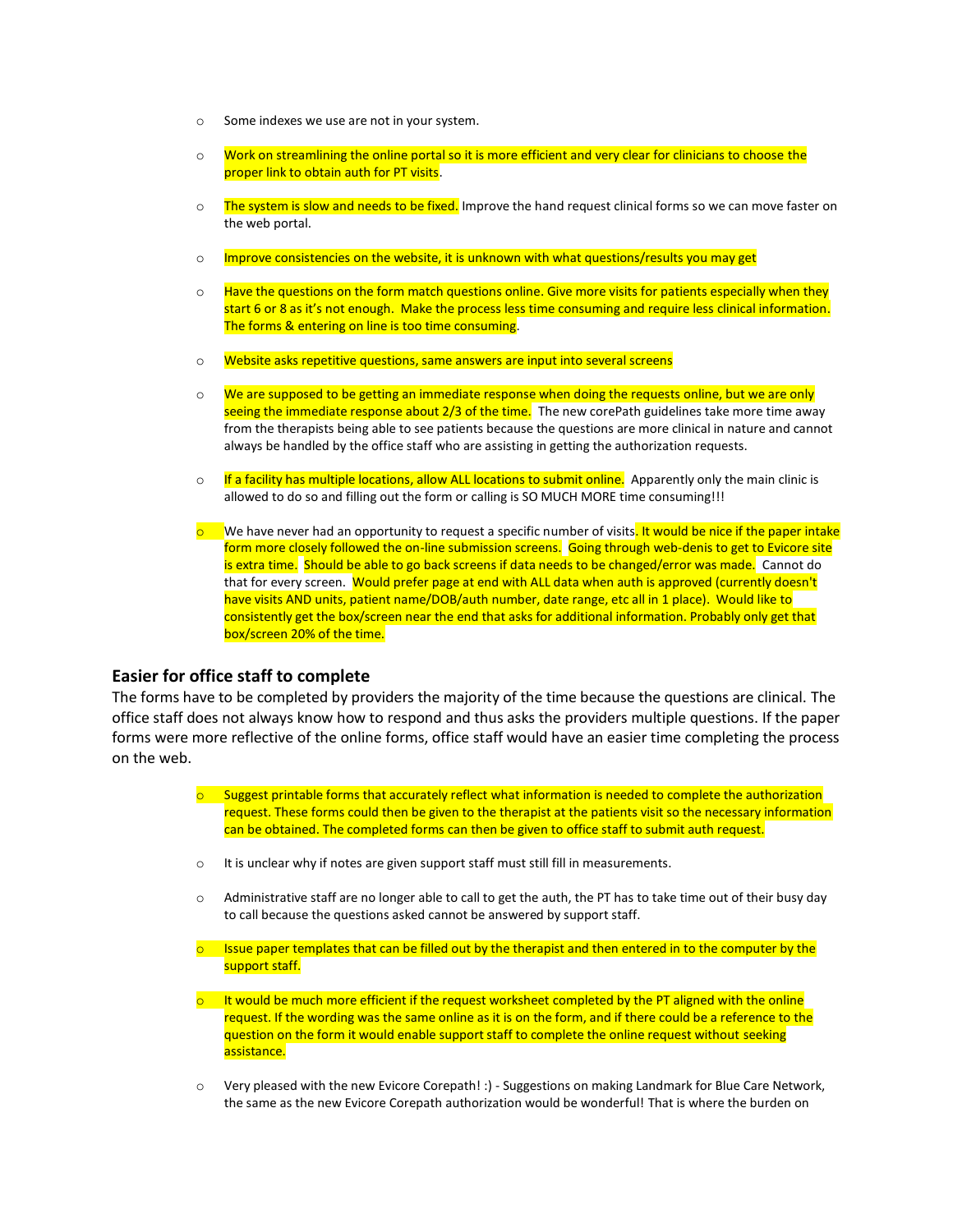- Some indexes we use are not in your system.

- Work on streamlining the online portal so it is more efficient and very clear for clinicians to choose the proper link to obtain auth for PT visits.

- The system is slow and needs to be fixed. Improve the hand request clinical forms so we can move faster on the web portal.

- Improve consistencies on the website, it is unknown with what questions/results you may get

- Have the questions on the form match questions online. Give more visits for patients especially when they start 6 or 8 as it's not enough. Make the process less time consuming and require less clinical information. The forms & entering on line is too time consuming.

- Website asks repetitive questions, same answers are input into several screens

- We are supposed to be getting an immediate response when doing the requests online, but we are only seeing the immediate response about 2/3 of the time. The new corePath guidelines take more time away from the therapists being able to see patients because the questions are more clinical in nature and cannot always be handled by the office staff who are assisting in getting the authorization requests.

- If a facility has multiple locations, allow ALL locations to submit online. Apparently only the main clinic is allowed to do so and filling out the form or calling is SO MUCH MORE time consuming!!!

- We have never had an opportunity to request a specific number of visits. It would be nice if the paper intake form more closely followed the on-line submission screens. Going through web-denis to get to Evicore site is extra time. Should be able to go back screens if data needs to be changed/error was made. Cannot do that for every screen. Would prefer page at end with ALL data when auth is approved (currently doesn't have visits AND units, patient name/DOB/auth number, date range, etc all in 1 place). Would like to consistently get the box/screen near the end that asks for additional information. Probably only get that box/screen 20% of the time.

## Easier for office staff to complete

The forms have to be completed by providers the majority of the time because the questions are clinical. The office staff does not always know how to respond and thus asks the providers multiple questions. If the paper forms were more reflective of the online forms, office staff would have an easier time completing the process on the web.

- Suggest printable forms that accurately reflect what information is needed to complete the authorization request. These forms could then be given to the therapist at the patients visit so the necessary information can be obtained. The completed forms can then be given to office staff to submit auth request.

- It is unclear why if notes are given support staff must still fill in measurements.

- Administrative staff are no longer able to call to get the auth, the PT has to take time out of their busy day to call because the questions asked cannot be answered by support staff.

- Issue paper templates that can be filled out by the therapist and then entered in to the computer by the support staff.

- It would be much more efficient if the request worksheet completed by the PT aligned with the online request. If the wording was the same online as it is on the form, and if there could be a reference to the question on the form it would enable support staff to complete the online request without seeking assistance.

- Very pleased with the new Evicore Corepath! :) - Suggestions on making Landmark for Blue Care Network, the same as the new Evicore Corepath authorization would be wonderful! That is where the burden on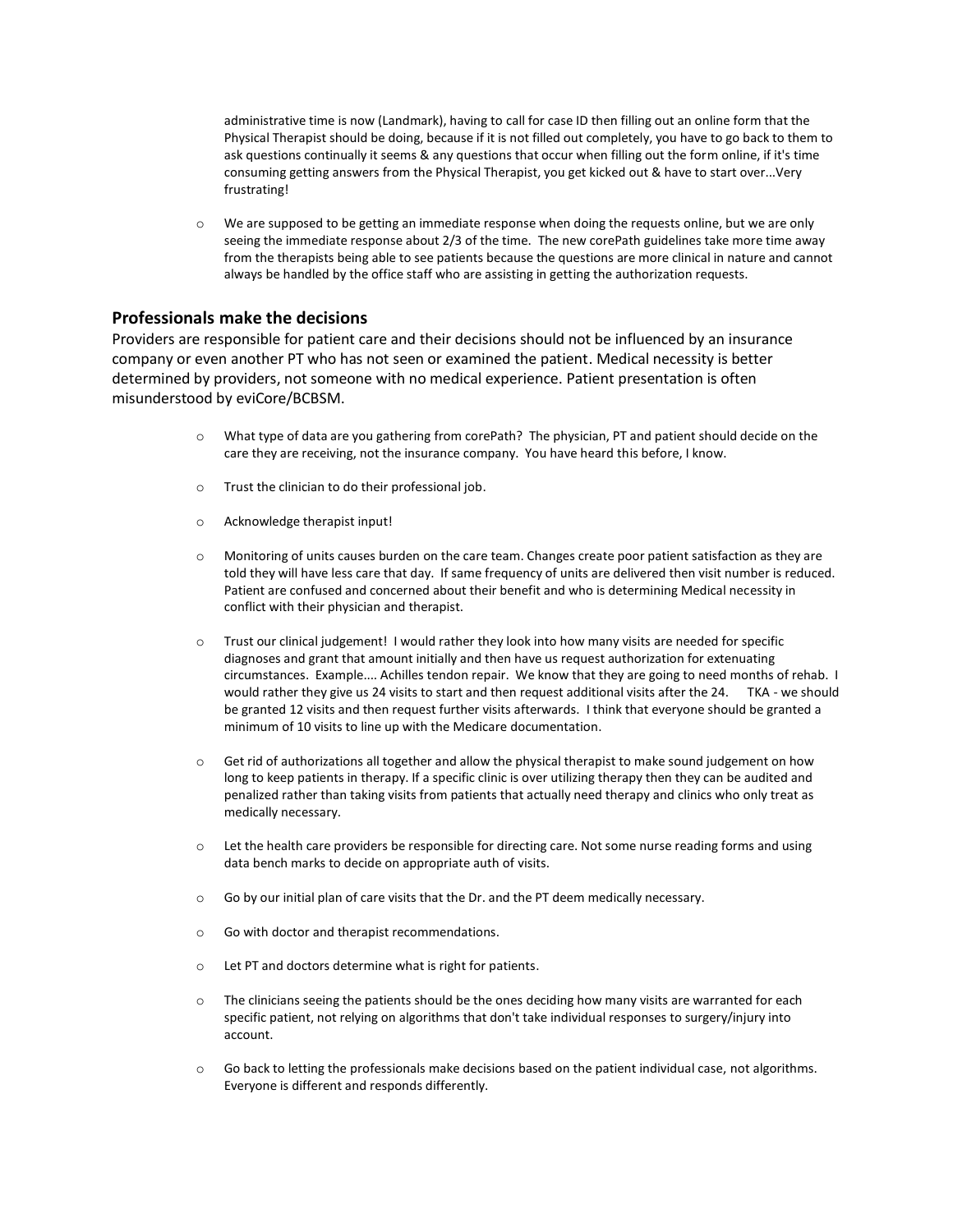administrative time is now (Landmark), having to call for case ID then filling out an online form that the Physical Therapist should be doing, because if it is not filled out completely, you have to go back to them to ask questions continually it seems & any questions that occur when filling out the form online, if it's time consuming getting answers from the Physical Therapist, you get kicked out & have to start over...Very frustrating!

- We are supposed to be getting an immediate response when doing the requests online, but we are only seeing the immediate response about 2/3 of the time. The new corePath guidelines take more time away from the therapists being able to see patients because the questions are more clinical in nature and cannot always be handled by the office staff who are assisting in getting the authorization requests.

### Professionals make the decisions

Providers are responsible for patient care and their decisions should not be influenced by an insurance company or even another PT who has not seen or examined the patient. Medical necessity is better determined by providers, not someone with no medical experience. Patient presentation is often misunderstood by eviCore/BCBSM.

- What type of data are you gathering from corePath? The physician, PT and patient should decide on the care they are receiving, not the insurance company. You have heard this before, I know.
- Trust the clinician to do their professional job.
- Acknowledge therapist input!
- Monitoring of units causes burden on the care team. Changes create poor patient satisfaction as they are told they will have less care that day. If same frequency of units are delivered then visit number is reduced. Patient are confused and concerned about their benefit and who is determining Medical necessity in conflict with their physician and therapist.
- Trust our clinical judgement! I would rather they look into how many visits are needed for specific diagnoses and grant that amount initially and then have us request authorization for extenuating circumstances. Example.... Achilles tendon repair. We know that they are going to need months of rehab. I would rather they give us 24 visits to start and then request additional visits after the 24. TKA - we should be granted 12 visits and then request further visits afterwards. I think that everyone should be granted a minimum of 10 visits to line up with the Medicare documentation.
- Get rid of authorizations all together and allow the physical therapist to make sound judgement on how long to keep patients in therapy. If a specific clinic is over utilizing therapy then they can be audited and penalized rather than taking visits from patients that actually need therapy and clinics who only treat as medically necessary.
- Let the health care providers be responsible for directing care. Not some nurse reading forms and using data bench marks to decide on appropriate auth of visits.
- Go by our initial plan of care visits that the Dr. and the PT deem medically necessary.
- Go with doctor and therapist recommendations.
- Let PT and doctors determine what is right for patients.
- The clinicians seeing the patients should be the ones deciding how many visits are warranted for each specific patient, not relying on algorithms that don't take individual responses to surgery/injury into account.
- Go back to letting the professionals make decisions based on the patient individual case, not algorithms. Everyone is different and responds differently.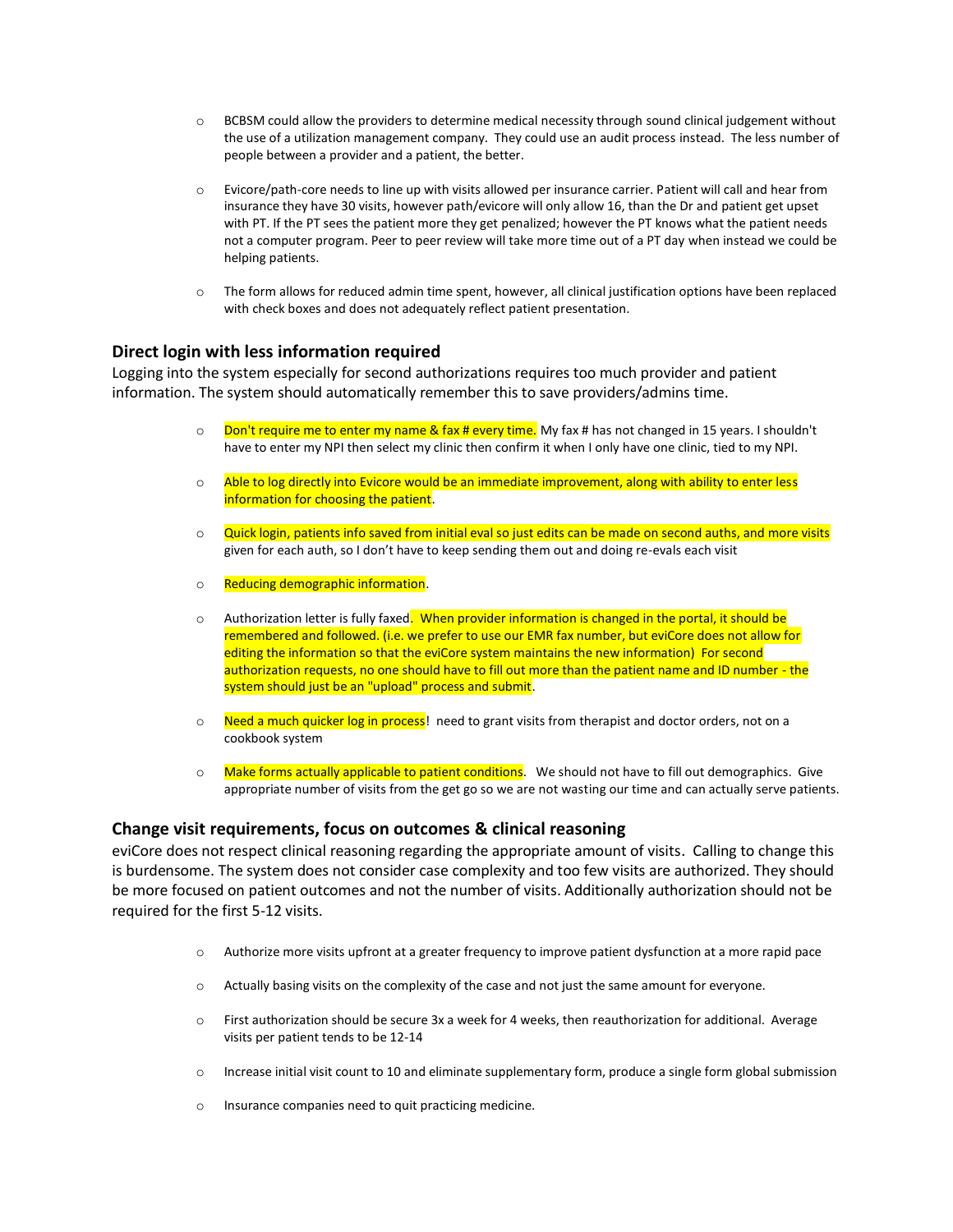- BCBSM could allow the providers to determine medical necessity through sound clinical judgement without the use of a utilization management company. They could use an audit process instead. The less number of people between a provider and a patient, the better.

- Evicore/path-core needs to line up with visits allowed per insurance carrier. Patient will call and hear from insurance they have 30 visits, however path/evicore will only allow 16, than the Dr and patient get upset with PT. If the PT sees the patient more they get penalized; however the PT knows what the patient needs not a computer program. Peer to peer review will take more time out of a PT day when instead we could be helping patients.

- The form allows for reduced admin time spent, however, all clinical justification options have been replaced with check boxes and does not adequately reflect patient presentation.

### Direct login with less information required

Logging into the system especially for second authorizations requires too much provider and patient information. The system should automatically remember this to save providers/admins time.

- Don't require me to enter my name & fax # every time. My fax # has not changed in 15 years. I shouldn't have to enter my NPI then select my clinic then confirm it when I only have one clinic, tied to my NPI.

- Able to log directly into Evicore would be an immediate improvement, along with ability to enter less information for choosing the patient.

- Quick login, patients info saved from initial eval so just edits can be made on second auths, and more visits given for each auth, so I don't have to keep sending them out and doing re-evals each visit

- Reducing demographic information.

- Authorization letter is fully faxed. When provider information is changed in the portal, it should be remembered and followed. (i.e. we prefer to use our EMR fax number, but eviCore does not allow for editing the information so that the eviCore system maintains the new information) For second authorization requests, no one should have to fill out more than the patient name and ID number - the system should just be an "upload" process and submit.

- Need a much quicker log in process! need to grant visits from therapist and doctor orders, not on a cookbook system

- Make forms actually applicable to patient conditions. We should not have to fill out demographics. Give appropriate number of visits from the get go so we are not wasting our time and can actually serve patients.

### Change visit requirements, focus on outcomes & clinical reasoning

eviCore does not respect clinical reasoning regarding the appropriate amount of visits. Calling to change this is burdensome. The system does not consider case complexity and too few visits are authorized. They should be more focused on patient outcomes and not the number of visits. Additionally authorization should not be required for the first 5-12 visits.

- Authorize more visits upfront at a greater frequency to improve patient dysfunction at a more rapid pace

- Actually basing visits on the complexity of the case and not just the same amount for everyone.

- First authorization should be secure 3x a week for 4 weeks, then reauthorization for additional. Average visits per patient tends to be 12-14

- Increase initial visit count to 10 and eliminate supplementary form, produce a single form global submission

- Insurance companies need to quit practicing medicine.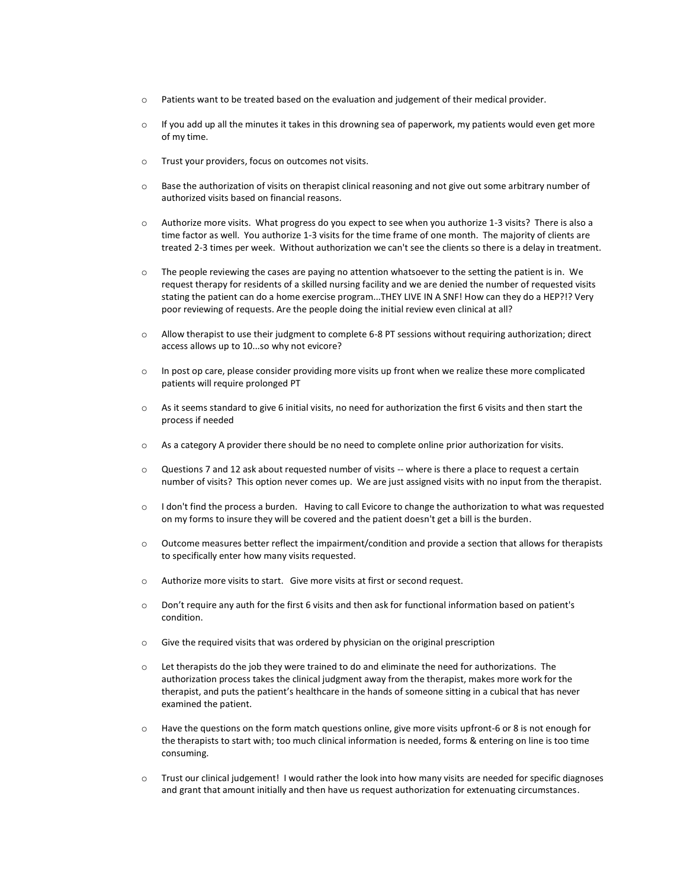- Patients want to be treated based on the evaluation and judgement of their medical provider.
- If you add up all the minutes it takes in this drowning sea of paperwork, my patients would even get more of my time.
- Trust your providers, focus on outcomes not visits.
- Base the authorization of visits on therapist clinical reasoning and not give out some arbitrary number of authorized visits based on financial reasons.
- Authorize more visits. What progress do you expect to see when you authorize 1-3 visits? There is also a time factor as well. You authorize 1-3 visits for the time frame of one month. The majority of clients are treated 2-3 times per week. Without authorization we can't see the clients so there is a delay in treatment.
- The people reviewing the cases are paying no attention whatsoever to the setting the patient is in. We request therapy for residents of a skilled nursing facility and we are denied the number of requested visits stating the patient can do a home exercise program...THEY LIVE IN A SNF! How can they do a HEP?!? Very poor reviewing of requests. Are the people doing the initial review even clinical at all?
- Allow therapist to use their judgment to complete 6-8 PT sessions without requiring authorization; direct access allows up to 10...so why not evicore?
- In post op care, please consider providing more visits up front when we realize these more complicated patients will require prolonged PT
- As it seems standard to give 6 initial visits, no need for authorization the first 6 visits and then start the process if needed
- As a category A provider there should be no need to complete online prior authorization for visits.
- Questions 7 and 12 ask about requested number of visits -- where is there a place to request a certain number of visits? This option never comes up. We are just assigned visits with no input from the therapist.
- I don't find the process a burden. Having to call Evicore to change the authorization to what was requested on my forms to insure they will be covered and the patient doesn't get a bill is the burden.
- Outcome measures better reflect the impairment/condition and provide a section that allows for therapists to specifically enter how many visits requested.
- Authorize more visits to start. Give more visits at first or second request.
- Don't require any auth for the first 6 visits and then ask for functional information based on patient's condition.
- Give the required visits that was ordered by physician on the original prescription
- Let therapists do the job they were trained to do and eliminate the need for authorizations. The authorization process takes the clinical judgment away from the therapist, makes more work for the therapist, and puts the patient's healthcare in the hands of someone sitting in a cubical that has never examined the patient.
- Have the questions on the form match questions online, give more visits upfront-6 or 8 is not enough for the therapists to start with; too much clinical information is needed, forms & entering on line is too time consuming.
- Trust our clinical judgement! I would rather the look into how many visits are needed for specific diagnoses and grant that amount initially and then have us request authorization for extenuating circumstances.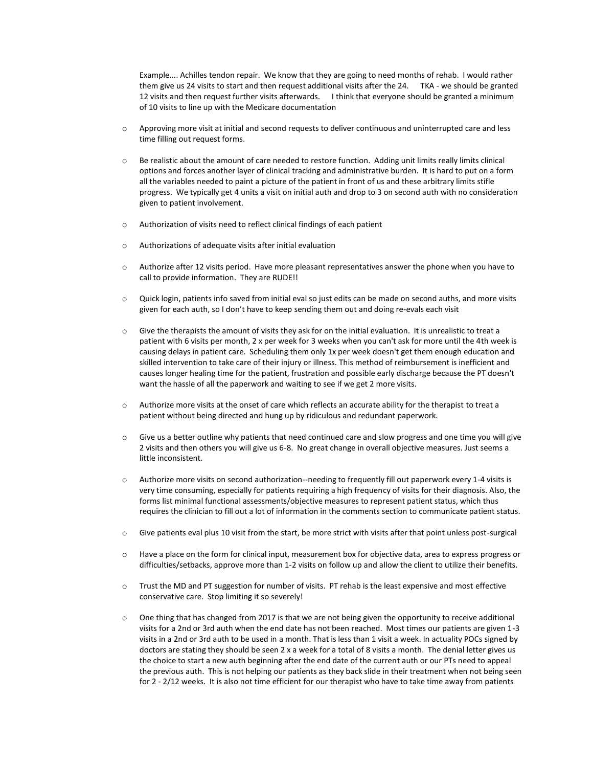Example.... Achilles tendon repair. We know that they are going to need months of rehab. I would rather them give us 24 visits to start and then request additional visits after the 24. TKA - we should be granted 12 visits and then request further visits afterwards. I think that everyone should be granted a minimum of 10 visits to line up with the Medicare documentation

- Approving more visit at initial and second requests to deliver continuous and uninterrupted care and less time filling out request forms.
- Be realistic about the amount of care needed to restore function. Adding unit limits really limits clinical options and forces another layer of clinical tracking and administrative burden. It is hard to put on a form all the variables needed to paint a picture of the patient in front of us and these arbitrary limits stifle progress. We typically get 4 units a visit on initial auth and drop to 3 on second auth with no consideration given to patient involvement.
- Authorization of visits need to reflect clinical findings of each patient
- Authorizations of adequate visits after initial evaluation
- Authorize after 12 visits period. Have more pleasant representatives answer the phone when you have to call to provide information. They are RUDE!!
- Quick login, patients info saved from initial eval so just edits can be made on second auths, and more visits given for each auth, so I don't have to keep sending them out and doing re-evals each visit
- Give the therapists the amount of visits they ask for on the initial evaluation. It is unrealistic to treat a patient with 6 visits per month, 2 x per week for 3 weeks when you can't ask for more until the 4th week is causing delays in patient care. Scheduling them only 1x per week doesn't get them enough education and skilled intervention to take care of their injury or illness. This method of reimbursement is inefficient and causes longer healing time for the patient, frustration and possible early discharge because the PT doesn't want the hassle of all the paperwork and waiting to see if we get 2 more visits.
- Authorize more visits at the onset of care which reflects an accurate ability for the therapist to treat a patient without being directed and hung up by ridiculous and redundant paperwork.
- Give us a better outline why patients that need continued care and slow progress and one time you will give 2 visits and then others you will give us 6-8. No great change in overall objective measures. Just seems a little inconsistent.
- Authorize more visits on second authorization--needing to frequently fill out paperwork every 1-4 visits is very time consuming, especially for patients requiring a high frequency of visits for their diagnosis. Also, the forms list minimal functional assessments/objective measures to represent patient status, which thus requires the clinician to fill out a lot of information in the comments section to communicate patient status.
- Give patients eval plus 10 visit from the start, be more strict with visits after that point unless post-surgical
- Have a place on the form for clinical input, measurement box for objective data, area to express progress or difficulties/setbacks, approve more than 1-2 visits on follow up and allow the client to utilize their benefits.
- Trust the MD and PT suggestion for number of visits. PT rehab is the least expensive and most effective conservative care. Stop limiting it so severely!
- One thing that has changed from 2017 is that we are not being given the opportunity to receive additional visits for a 2nd or 3rd auth when the end date has not been reached. Most times our patients are given 1-3 visits in a 2nd or 3rd auth to be used in a month. That is less than 1 visit a week. In actuality POCs signed by doctors are stating they should be seen 2 x a week for a total of 8 visits a month. The denial letter gives us the choice to start a new auth beginning after the end date of the current auth or our PTs need to appeal the previous auth. This is not helping our patients as they back slide in their treatment when not being seen for 2 - 2/12 weeks. It is also not time efficient for our therapist who have to take time away from patients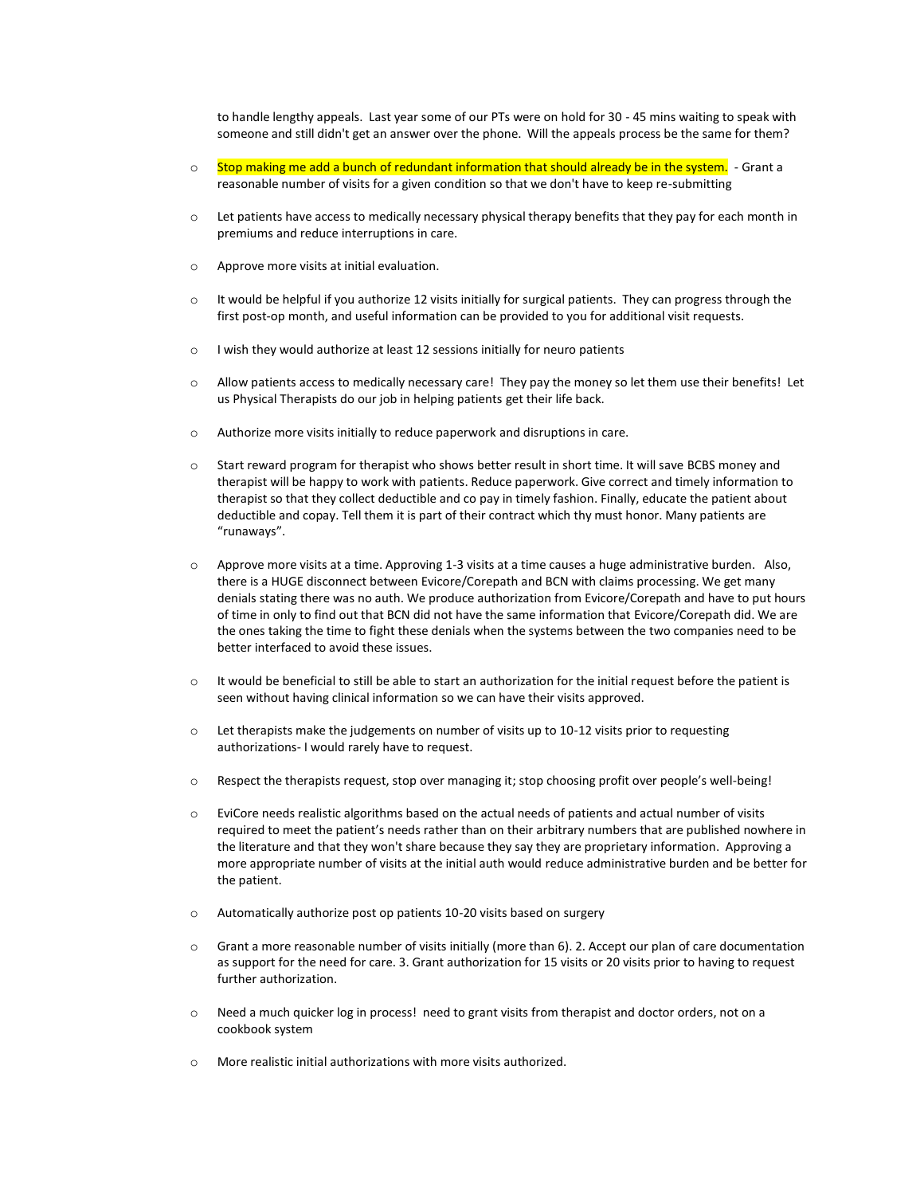to handle lengthy appeals. Last year some of our PTs were on hold for 30 - 45 mins waiting to speak with someone and still didn't get an answer over the phone. Will the appeals process be the same for them?

- Stop making me add a bunch of redundant information that should already be in the system. - Grant a reasonable number of visits for a given condition so that we don't have to keep re-submitting

- Let patients have access to medically necessary physical therapy benefits that they pay for each month in premiums and reduce interruptions in care.

- Approve more visits at initial evaluation.

- It would be helpful if you authorize 12 visits initially for surgical patients. They can progress through the first post-op month, and useful information can be provided to you for additional visit requests.

- I wish they would authorize at least 12 sessions initially for neuro patients

- Allow patients access to medically necessary care! They pay the money so let them use their benefits! Let us Physical Therapists do our job in helping patients get their life back.

- Authorize more visits initially to reduce paperwork and disruptions in care.

- Start reward program for therapist who shows better result in short time. It will save BCBS money and therapist will be happy to work with patients. Reduce paperwork. Give correct and timely information to therapist so that they collect deductible and co pay in timely fashion. Finally, educate the patient about deductible and copay. Tell them it is part of their contract which thy must honor. Many patients are "runaways".

- Approve more visits at a time. Approving 1-3 visits at a time causes a huge administrative burden. Also, there is a HUGE disconnect between Evicore/Corepath and BCN with claims processing. We get many denials stating there was no auth. We produce authorization from Evicore/Corepath and have to put hours of time in only to find out that BCN did not have the same information that Evicore/Corepath did. We are the ones taking the time to fight these denials when the systems between the two companies need to be better interfaced to avoid these issues.

- It would be beneficial to still be able to start an authorization for the initial request before the patient is seen without having clinical information so we can have their visits approved.

- Let therapists make the judgements on number of visits up to 10-12 visits prior to requesting authorizations- I would rarely have to request.

- Respect the therapists request, stop over managing it; stop choosing profit over people's well-being!

- EviCore needs realistic algorithms based on the actual needs of patients and actual number of visits required to meet the patient's needs rather than on their arbitrary numbers that are published nowhere in the literature and that they won't share because they say they are proprietary information. Approving a more appropriate number of visits at the initial auth would reduce administrative burden and be better for the patient.

- Automatically authorize post op patients 10-20 visits based on surgery

- Grant a more reasonable number of visits initially (more than 6). 2. Accept our plan of care documentation as support for the need for care. 3. Grant authorization for 15 visits or 20 visits prior to having to request further authorization.

- Need a much quicker log in process! need to grant visits from therapist and doctor orders, not on a cookbook system

- More realistic initial authorizations with more visits authorized.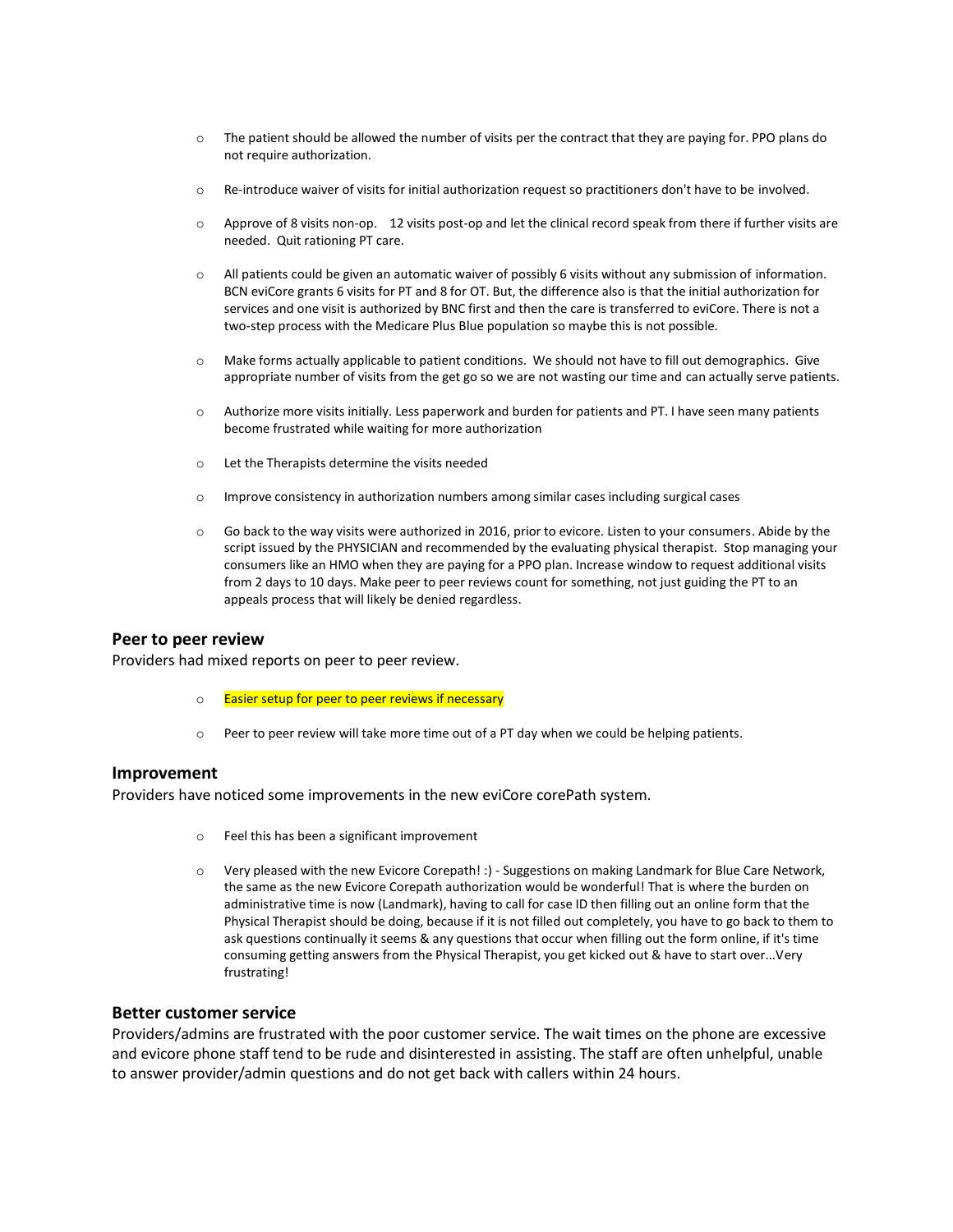- The patient should be allowed the number of visits per the contract that they are paying for. PPO plans do not require authorization.

- Re-introduce waiver of visits for initial authorization request so practitioners don't have to be involved.

- Approve of 8 visits non-op.  12 visits post-op and let the clinical record speak from there if further visits are needed.  Quit rationing PT care.

- All patients could be given an automatic waiver of possibly 6 visits without any submission of information. BCN eviCore grants 6 visits for PT and 8 for OT. But, the difference also is that the initial authorization for services and one visit is authorized by BNC first and then the care is transferred to eviCore. There is not a two-step process with the Medicare Plus Blue population so maybe this is not possible.

- Make forms actually applicable to patient conditions.  We should not have to fill out demographics.  Give appropriate number of visits from the get go so we are not wasting our time and can actually serve patients.

- Authorize more visits initially. Less paperwork and burden for patients and PT. I have seen many patients become frustrated while waiting for more authorization

- Let the Therapists determine the visits needed

- Improve consistency in authorization numbers among similar cases including surgical cases

- Go back to the way visits were authorized in 2016, prior to evicore. Listen to your consumers. Abide by the script issued by the PHYSICIAN and recommended by the evaluating physical therapist.  Stop managing your consumers like an HMO when they are paying for a PPO plan. Increase window to request additional visits from 2 days to 10 days. Make peer to peer reviews count for something, not just guiding the PT to an appeals process that will likely be denied regardless.

## Peer to peer review

Providers had mixed reports on peer to peer review.

- Easier setup for peer to peer reviews if necessary

- Peer to peer review will take more time out of a PT day when we could be helping patients.

## Improvement

Providers have noticed some improvements in the new eviCore corePath system.

- Feel this has been a significant improvement

- Very pleased with the new Evicore Corepath! :) - Suggestions on making Landmark for Blue Care Network, the same as the new Evicore Corepath authorization would be wonderful! That is where the burden on administrative time is now (Landmark), having to call for case ID then filling out an online form that the Physical Therapist should be doing, because if it is not filled out completely, you have to go back to them to ask questions continually it seems & any questions that occur when filling out the form online, if it's time consuming getting answers from the Physical Therapist, you get kicked out & have to start over...Very frustrating!

## Better customer service

Providers/admins are frustrated with the poor customer service. The wait times on the phone are excessive and evicore phone staff tend to be rude and disinterested in assisting. The staff are often unhelpful, unable to answer provider/admin questions and do not get back with callers within 24 hours.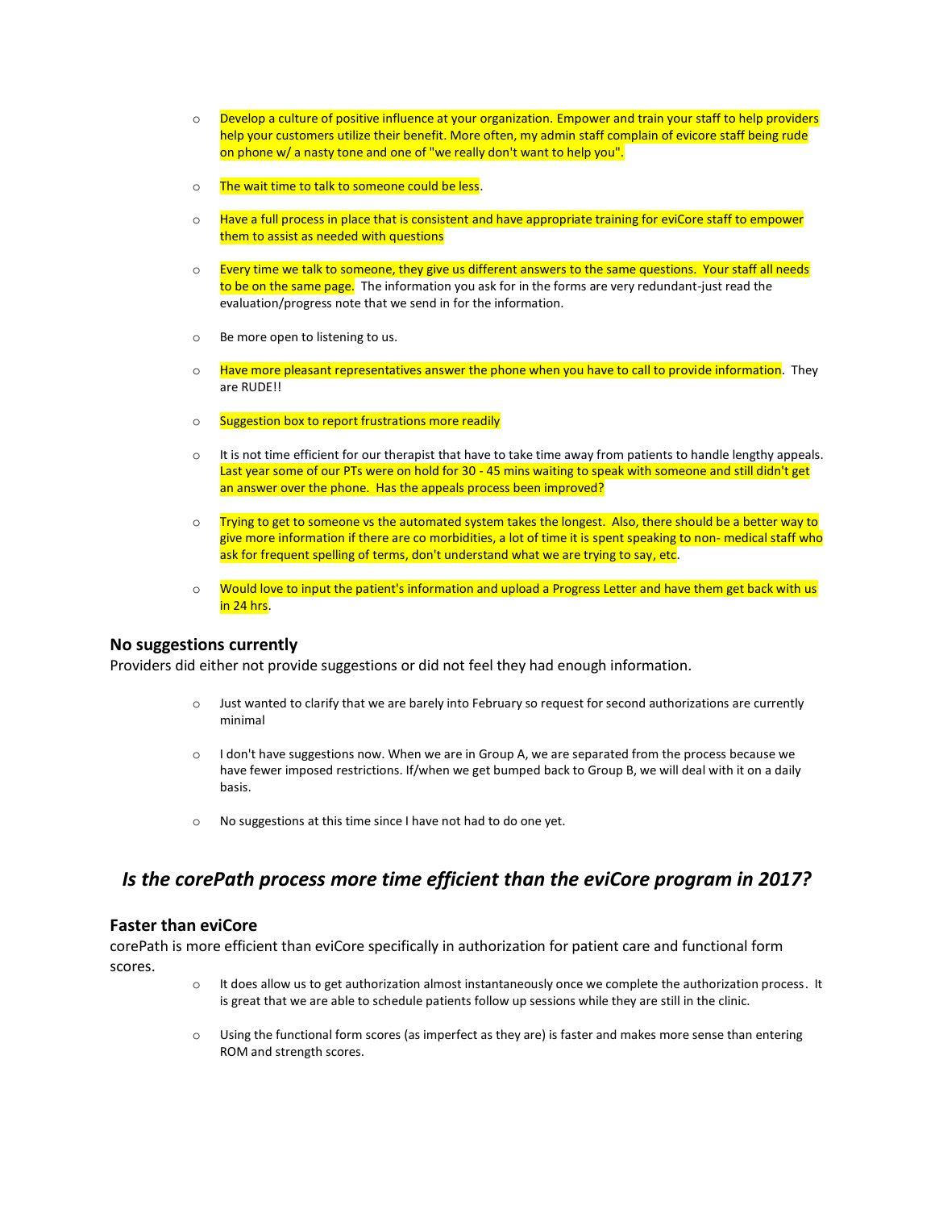- Develop a culture of positive influence at your organization. Empower and train your staff to help providers help your customers utilize their benefit. More often, my admin staff complain of evicore staff being rude on phone w/ a nasty tone and one of "we really don't want to help you".

- The wait time to talk to someone could be less.

- Have a full process in place that is consistent and have appropriate training for eviCore staff to empower them to assist as needed with questions

- Every time we talk to someone, they give us different answers to the same questions. Your staff all needs to be on the same page. The information you ask for in the forms are very redundant-just read the evaluation/progress note that we send in for the information.

- Be more open to listening to us.

- Have more pleasant representatives answer the phone when you have to call to provide information. They are RUDE!!

- Suggestion box to report frustrations more readily

- It is not time efficient for our therapist that have to take time away from patients to handle lengthy appeals. Last year some of our PTs were on hold for 30 - 45 mins waiting to speak with someone and still didn't get an answer over the phone. Has the appeals process been improved?

- Trying to get to someone vs the automated system takes the longest. Also, there should be a better way to give more information if there are co morbidities, a lot of time it is spent speaking to non- medical staff who ask for frequent spelling of terms, don't understand what we are trying to say, etc.

- Would love to input the patient's information and upload a Progress Letter and have them get back with us in 24 hrs.

### No suggestions currently

Providers did either not provide suggestions or did not feel they had enough information.

- Just wanted to clarify that we are barely into February so request for second authorizations are currently minimal

- I don't have suggestions now. When we are in Group A, we are separated from the process because we have fewer imposed restrictions. If/when we get bumped back to Group B, we will deal with it on a daily basis.

- No suggestions at this time since I have not had to do one yet.

## *Is the corePath process more time efficient than the eviCore program in 2017?*

### Faster than eviCore

corePath is more efficient than eviCore specifically in authorization for patient care and functional form scores.

- It does allow us to get authorization almost instantaneously once we complete the authorization process. It is great that we are able to schedule patients follow up sessions while they are still in the clinic.

- Using the functional form scores (as imperfect as they are) is faster and makes more sense than entering ROM and strength scores.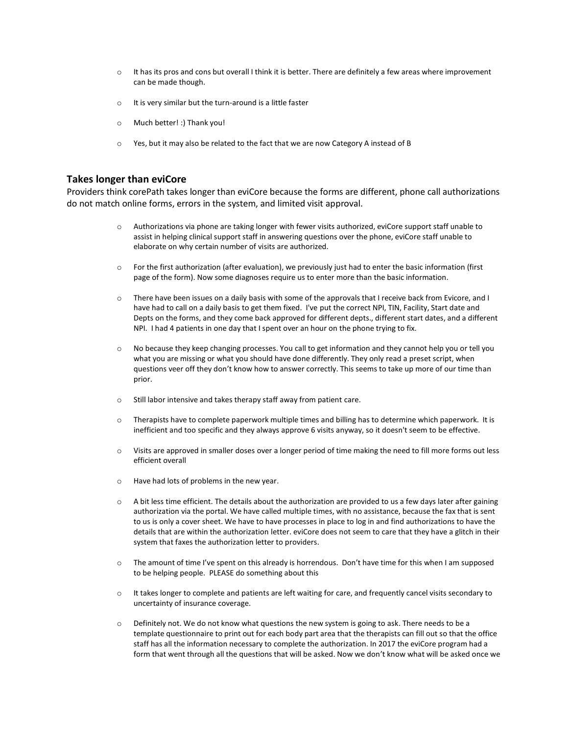- It has its pros and cons but overall I think it is better. There are definitely a few areas where improvement can be made though.
- It is very similar but the turn-around is a little faster
- Much better! :) Thank you!
- Yes, but it may also be related to the fact that we are now Category A instead of B

### Takes longer than eviCore

Providers think corePath takes longer than eviCore because the forms are different, phone call authorizations do not match online forms, errors in the system, and limited visit approval.

- Authorizations via phone are taking longer with fewer visits authorized, eviCore support staff unable to assist in helping clinical support staff in answering questions over the phone, eviCore staff unable to elaborate on why certain number of visits are authorized.
- For the first authorization (after evaluation), we previously just had to enter the basic information (first page of the form). Now some diagnoses require us to enter more than the basic information.
- There have been issues on a daily basis with some of the approvals that I receive back from Evicore, and I have had to call on a daily basis to get them fixed. I've put the correct NPI, TIN, Facility, Start date and Depts on the forms, and they come back approved for different depts., different start dates, and a different NPI. I had 4 patients in one day that I spent over an hour on the phone trying to fix.
- No because they keep changing processes. You call to get information and they cannot help you or tell you what you are missing or what you should have done differently. They only read a preset script, when questions veer off they don't know how to answer correctly. This seems to take up more of our time than prior.
- Still labor intensive and takes therapy staff away from patient care.
- Therapists have to complete paperwork multiple times and billing has to determine which paperwork. It is inefficient and too specific and they always approve 6 visits anyway, so it doesn't seem to be effective.
- Visits are approved in smaller doses over a longer period of time making the need to fill more forms out less efficient overall
- Have had lots of problems in the new year.
- A bit less time efficient. The details about the authorization are provided to us a few days later after gaining authorization via the portal. We have called multiple times, with no assistance, because the fax that is sent to us is only a cover sheet. We have to have processes in place to log in and find authorizations to have the details that are within the authorization letter. eviCore does not seem to care that they have a glitch in their system that faxes the authorization letter to providers.
- The amount of time I've spent on this already is horrendous. Don't have time for this when I am supposed to be helping people. PLEASE do something about this
- It takes longer to complete and patients are left waiting for care, and frequently cancel visits secondary to uncertainty of insurance coverage.
- Definitely not. We do not know what questions the new system is going to ask. There needs to be a template questionnaire to print out for each body part area that the therapists can fill out so that the office staff has all the information necessary to complete the authorization. In 2017 the eviCore program had a form that went through all the questions that will be asked. Now we don't know what will be asked once we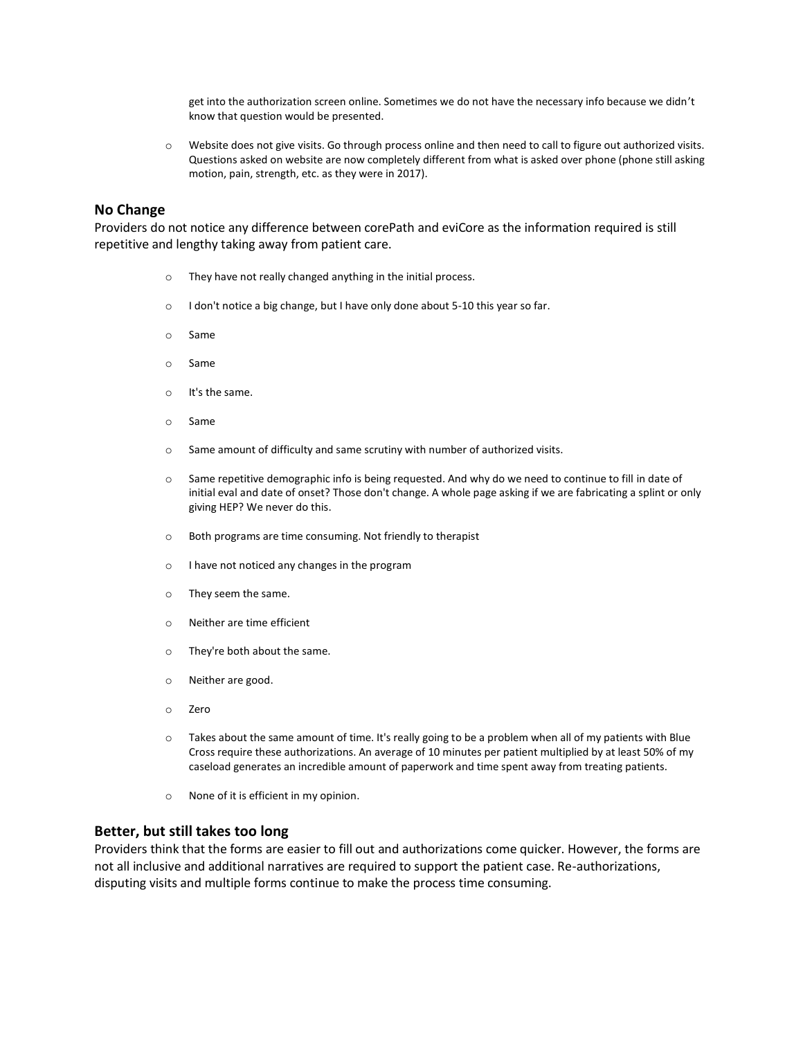get into the authorization screen online. Sometimes we do not have the necessary info because we didn't know that question would be presented.

- Website does not give visits. Go through process online and then need to call to figure out authorized visits. Questions asked on website are now completely different from what is asked over phone (phone still asking motion, pain, strength, etc. as they were in 2017).

### No Change

Providers do not notice any difference between corePath and eviCore as the information required is still repetitive and lengthy taking away from patient care.

- They have not really changed anything in the initial process.
- I don't notice a big change, but I have only done about 5-10 this year so far.
- Same
- Same
- It's the same.
- Same
- Same amount of difficulty and same scrutiny with number of authorized visits.
- Same repetitive demographic info is being requested. And why do we need to continue to fill in date of initial eval and date of onset? Those don't change. A whole page asking if we are fabricating a splint or only giving HEP? We never do this.
- Both programs are time consuming. Not friendly to therapist
- I have not noticed any changes in the program
- They seem the same.
- Neither are time efficient
- They're both about the same.
- Neither are good.
- Zero
- Takes about the same amount of time. It's really going to be a problem when all of my patients with Blue Cross require these authorizations. An average of 10 minutes per patient multiplied by at least 50% of my caseload generates an incredible amount of paperwork and time spent away from treating patients.
- None of it is efficient in my opinion.

### Better, but still takes too long

Providers think that the forms are easier to fill out and authorizations come quicker. However, the forms are not all inclusive and additional narratives are required to support the patient case. Re-authorizations, disputing visits and multiple forms continue to make the process time consuming.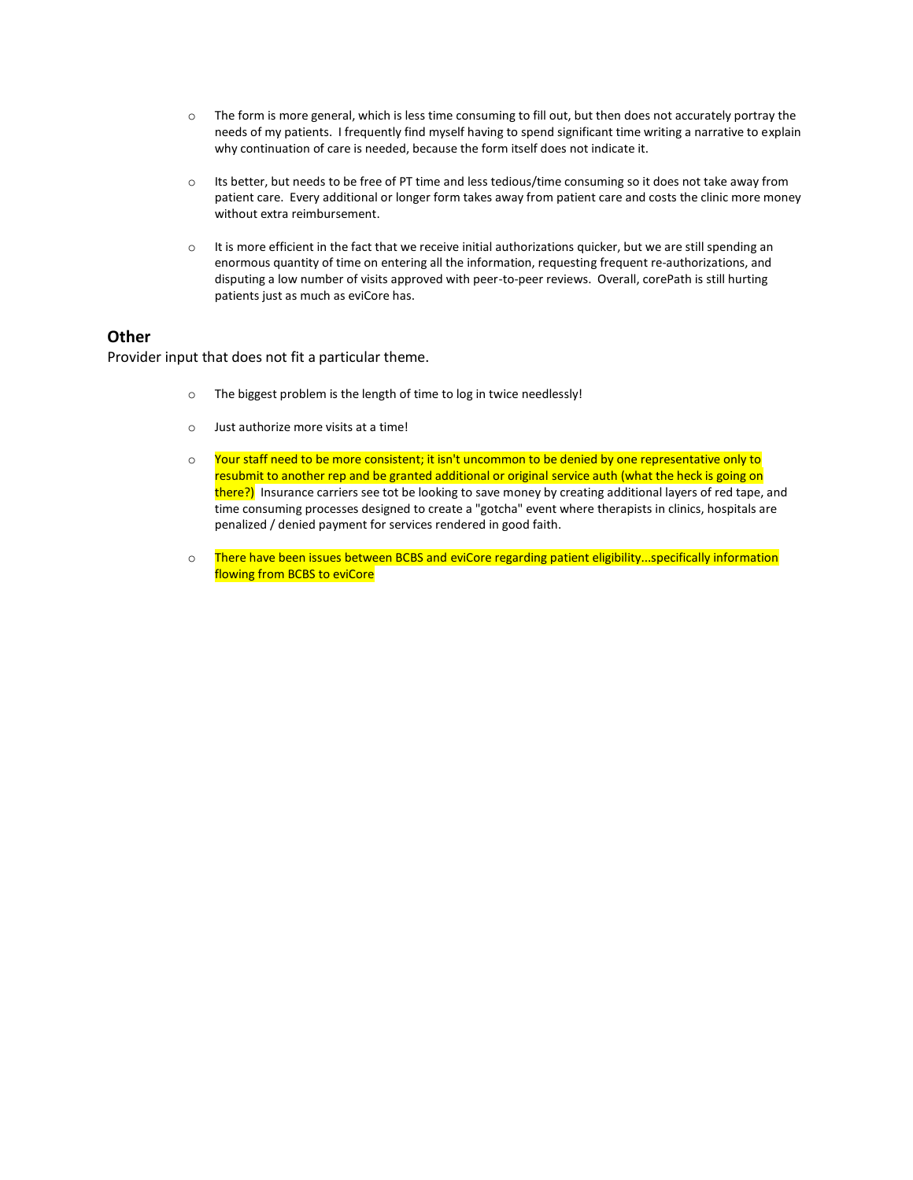- The form is more general, which is less time consuming to fill out, but then does not accurately portray the needs of my patients. I frequently find myself having to spend significant time writing a narrative to explain why continuation of care is needed, because the form itself does not indicate it.

- Its better, but needs to be free of PT time and less tedious/time consuming so it does not take away from patient care. Every additional or longer form takes away from patient care and costs the clinic more money without extra reimbursement.

- It is more efficient in the fact that we receive initial authorizations quicker, but we are still spending an enormous quantity of time on entering all the information, requesting frequent re-authorizations, and disputing a low number of visits approved with peer-to-peer reviews. Overall, corePath is still hurting patients just as much as eviCore has.

## Other

Provider input that does not fit a particular theme.

- The biggest problem is the length of time to log in twice needlessly!

- Just authorize more visits at a time!

- Your staff need to be more consistent; it isn't uncommon to be denied by one representative only to resubmit to another rep and be granted additional or original service auth (what the heck is going on there?) Insurance carriers see tot be looking to save money by creating additional layers of red tape, and time consuming processes designed to create a "gotcha" event where therapists in clinics, hospitals are penalized / denied payment for services rendered in good faith.

- There have been issues between BCBS and eviCore regarding patient eligibility...specifically information flowing from BCBS to eviCore